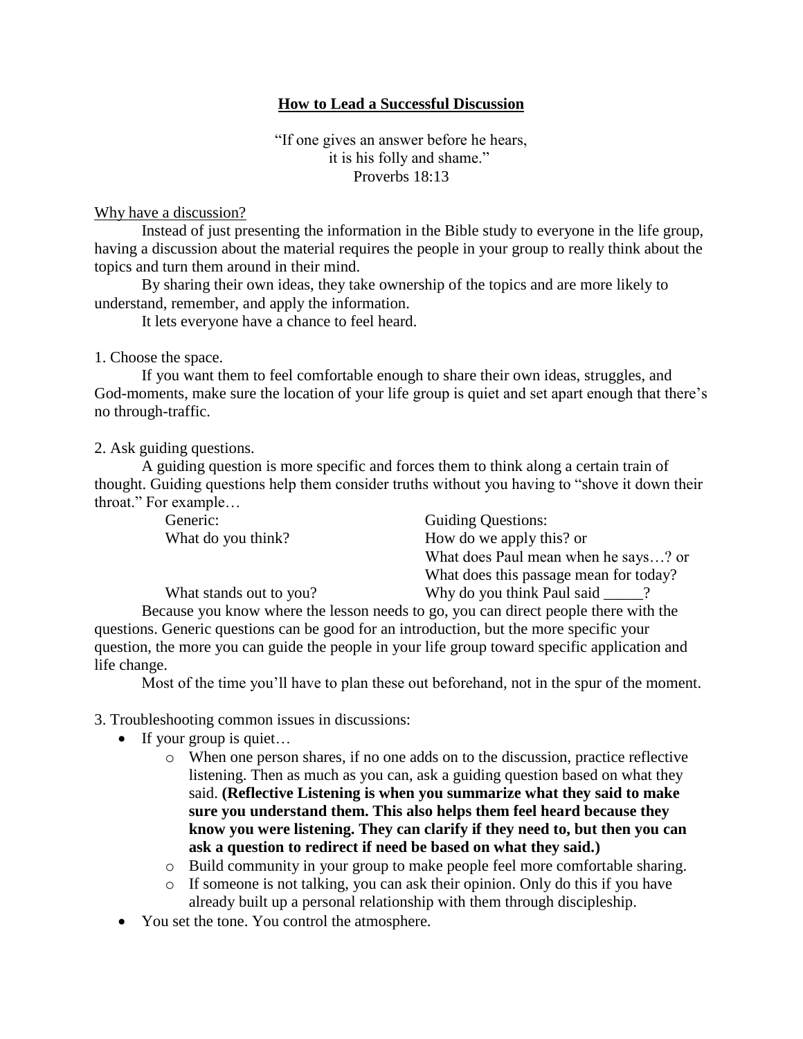# How to Lead a Successful Discussion

"If one gives an answer before he hears,
it is his folly and shame."
Proverbs 18:13

Why have a discussion?

Instead of just presenting the information in the Bible study to everyone in the life group, having a discussion about the material requires the people in your group to really think about the topics and turn them around in their mind.

By sharing their own ideas, they take ownership of the topics and are more likely to understand, remember, and apply the information.

It lets everyone have a chance to feel heard.

1. Choose the space.

If you want them to feel comfortable enough to share their own ideas, struggles, and God-moments, make sure the location of your life group is quiet and set apart enough that there's no through-traffic.

2. Ask guiding questions.

A guiding question is more specific and forces them to think along a certain train of thought. Guiding questions help them consider truths without you having to "shove it down their throat." For example…

| Generic: | Guiding Questions: |
|---|---|
| What do you think? | How do we apply this? or<br>What does Paul mean when he says…? or<br>What does this passage mean for today? |
| What stands out to you? | Why do you think Paul said _____? |

Because you know where the lesson needs to go, you can direct people there with the questions. Generic questions can be good for an introduction, but the more specific your question, the more you can guide the people in your life group toward specific application and life change.

Most of the time you'll have to plan these out beforehand, not in the spur of the moment.

3. Troubleshooting common issues in discussions:

- If your group is quiet…
  - When one person shares, if no one adds on to the discussion, practice reflective listening. Then as much as you can, ask a guiding question based on what they said. **(Reflective Listening is when you summarize what they said to make sure you understand them. This also helps them feel heard because they know you were listening. They can clarify if they need to, but then you can ask a question to redirect if need be based on what they said.)**
  - Build community in your group to make people feel more comfortable sharing.
  - If someone is not talking, you can ask their opinion. Only do this if you have already built up a personal relationship with them through discipleship.
- You set the tone. You control the atmosphere.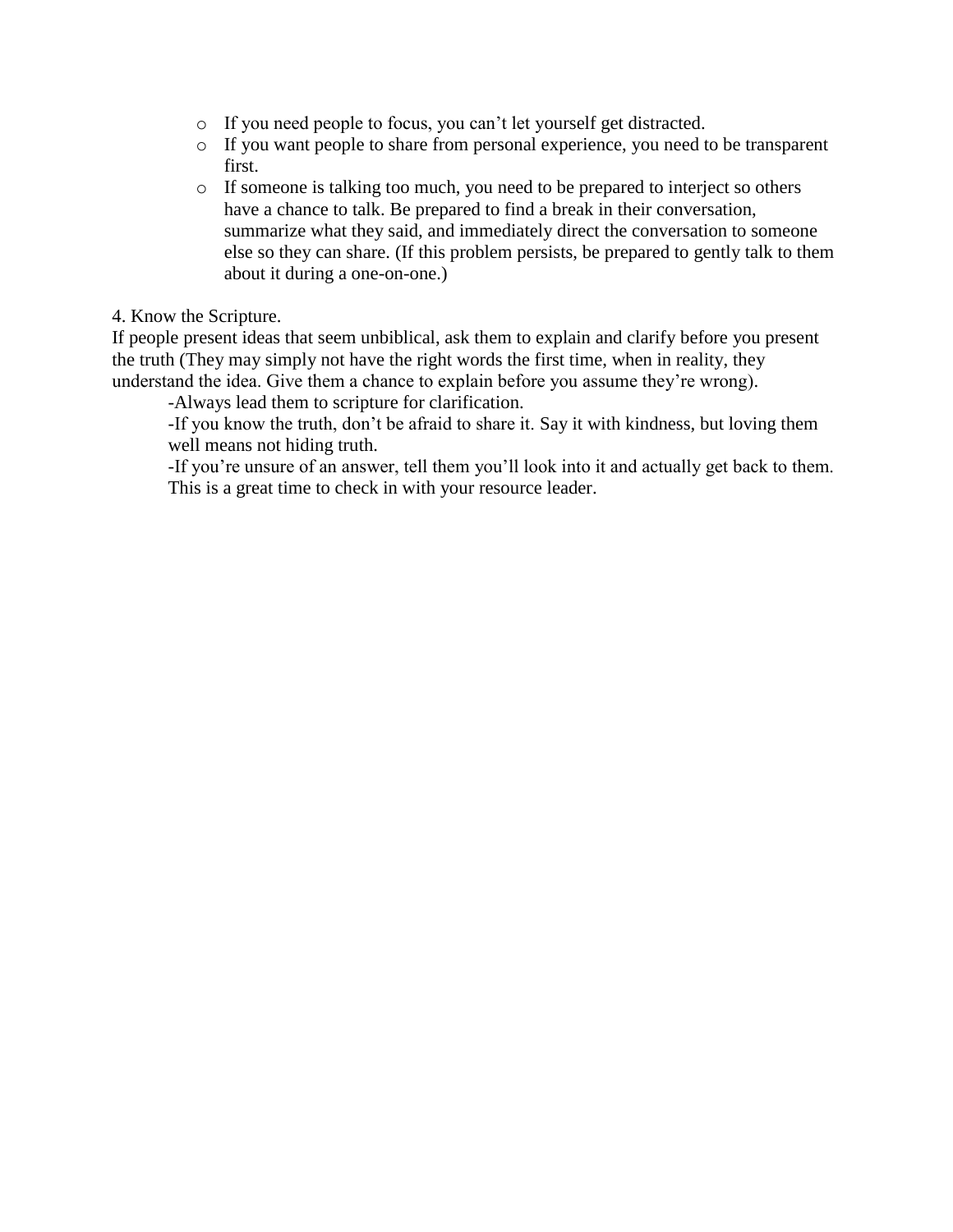- If you need people to focus, you can't let yourself get distracted.
- If you want people to share from personal experience, you need to be transparent first.
- If someone is talking too much, you need to be prepared to interject so others have a chance to talk. Be prepared to find a break in their conversation, summarize what they said, and immediately direct the conversation to someone else so they can share. (If this problem persists, be prepared to gently talk to them about it during a one-on-one.)

4. Know the Scripture.

If people present ideas that seem unbiblical, ask them to explain and clarify before you present the truth (They may simply not have the right words the first time, when in reality, they understand the idea. Give them a chance to explain before you assume they're wrong).

-Always lead them to scripture for clarification.

-If you know the truth, don't be afraid to share it. Say it with kindness, but loving them well means not hiding truth.

-If you're unsure of an answer, tell them you'll look into it and actually get back to them. This is a great time to check in with your resource leader.